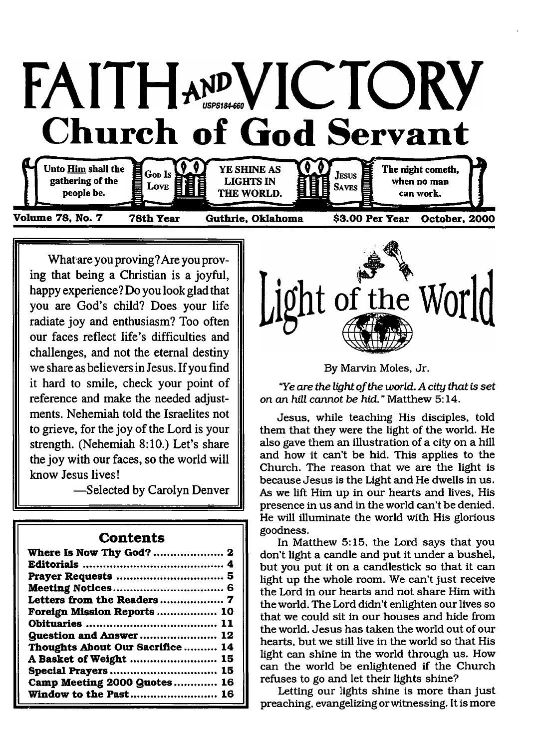# FAITH AND VICTORY

USPS184-660

## Church of God Servant

Unto Him shall the gathering of the people be. | GOD IS LOVE | YE SHINE AS LIGHTS IN THE WORLD. | JESUS SAVES | The night cometh, when no man can work.

**Volume 78, No. 7 — 78th Year — Guthrie, Oklahoma — $3.00 Per Year — October, 2000**

What are you proving? Are you proving that being a Christian is a joyful, happy experience? Do you look glad that you are God's child? Does your life radiate joy and enthusiasm? Too often our faces reflect life's difficulties and challenges, and not the eternal destiny we share as believers in Jesus. If you find it hard to smile, check your point of reference and make the needed adjustments. Nehemiah told the Israelites not to grieve, for the joy of the Lord is your strength. (Nehemiah 8:10.) Let's share the joy with our faces, so the world will know Jesus lives!

—Selected by Carolyn Denver

### Contents

| | |
|---|---|
| Where Is Now Thy God? | 2 |
| Editorials | 4 |
| Prayer Requests | 5 |
| Meeting Notices | 6 |
| Letters from the Readers | 7 |
| Foreign Mission Reports | 10 |
| Obituaries | 11 |
| Question and Answer | 12 |
| Thoughts About Our Sacrifice | 14 |
| A Basket of Weight | 15 |
| Special Prayers | 15 |
| Camp Meeting 2000 Quotes | 16 |
| Window to the Past | 16 |

# Light of the World

By Marvin Moles, Jr.

*"Ye are the light of the world. A city that is set on an hill cannot be hid."* Matthew 5:14.

Jesus, while teaching His disciples, told them that they were the light of the world. He also gave them an illustration of a city on a hill and how it can't be hid. This applies to the Church. The reason that we are the light is because Jesus is the Light and He dwells in us. As we lift Him up in our hearts and lives, His presence in us and in the world can't be denied. He will illuminate the world with His glorious goodness.

In Matthew 5:15, the Lord says that you don't light a candle and put it under a bushel, but you put it on a candlestick so that it can light up the whole room. We can't just receive the Lord in our hearts and not share Him with the world. The Lord didn't enlighten our lives so that we could sit in our houses and hide from the world. Jesus has taken the world out of our hearts, but we still live in the world so that His light can shine in the world through us. How can the world be enlightened if the Church refuses to go and let their lights shine?

Letting our lights shine is more than just preaching, evangelizing or witnessing. It is more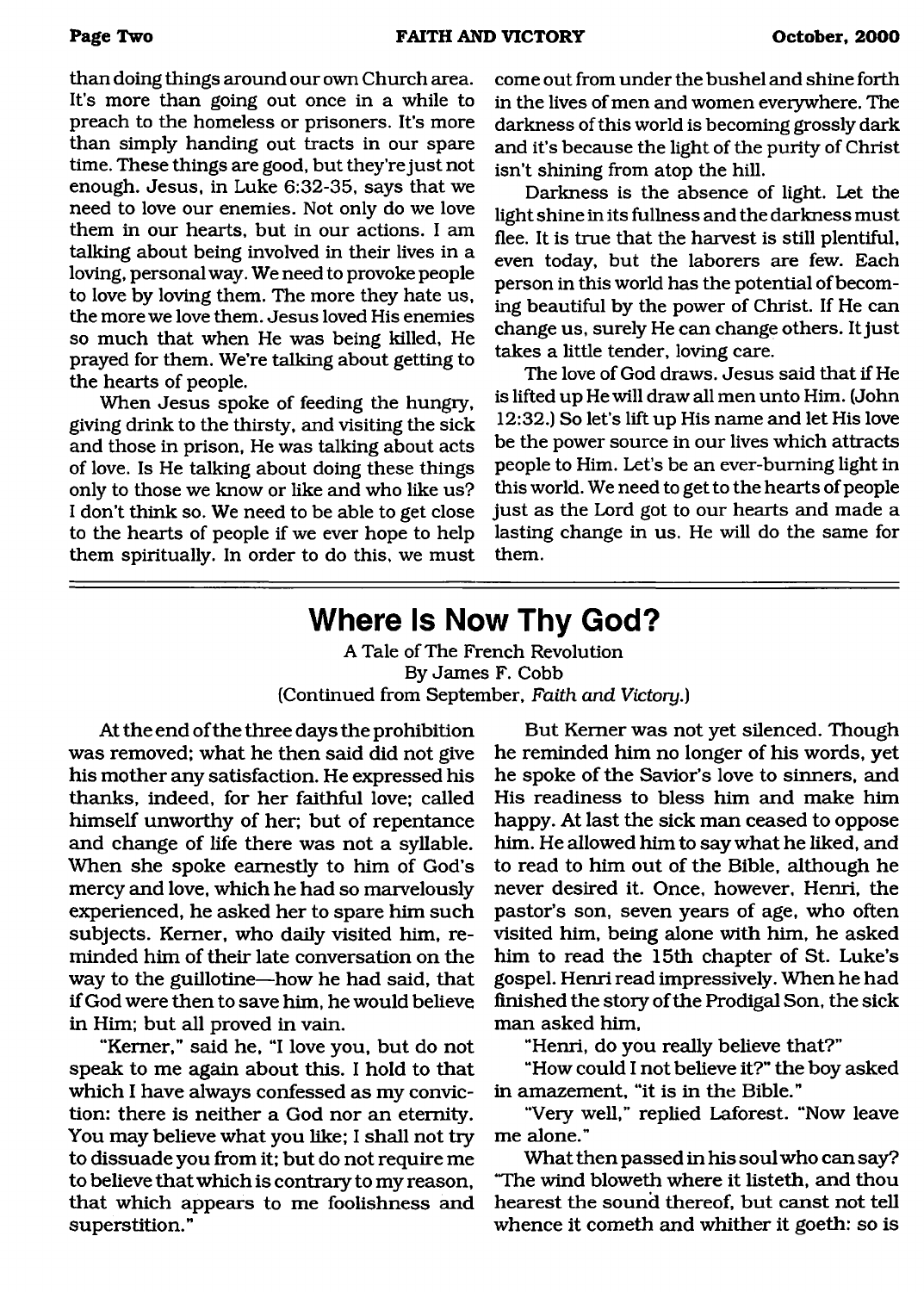than doing things around our own Church area. It's more than going out once in a while to preach to the homeless or prisoners. It's more than simply handing out tracts in our spare time. These things are good, but they're just not enough. Jesus, in Luke 6:32-35, says that we need to love our enemies. Not only do we love them in our hearts, but in our actions. I am talking about being involved in their lives in a loving, personal way. We need to provoke people to love by loving them. The more they hate us, the more we love them. Jesus loved His enemies so much that when He was being killed, He prayed for them. We're talking about getting to the hearts of people.

When Jesus spoke of feeding the hungry, giving drink to the thirsty, and visiting the sick and those in prison, He was talking about acts of love. Is He talking about doing these things only to those we know or like and who like us? I don't think so. We need to be able to get close to the hearts of people if we ever hope to help them spiritually. In order to do this, we must come out from under the bushel and shine forth in the lives of men and women everywhere. The darkness of this world is becoming grossly dark and it's because the light of the purity of Christ isn't shining from atop the hill.

Darkness is the absence of light. Let the light shine in its fullness and the darkness must flee. It is true that the harvest is still plentiful, even today, but the laborers are few. Each person in this world has the potential of becoming beautiful by the power of Christ. If He can change us, surely He can change others. It just takes a little tender, loving care.

The love of God draws. Jesus said that if He is lifted up He will draw all men unto Him. (John 12:32.) So let's lift up His name and let His love be the power source in our lives which attracts people to Him. Let's be an ever-burning light in this world. We need to get to the hearts of people just as the Lord got to our hearts and made a lasting change in us. He will do the same for them.

---

# Where Is Now Thy God?

A Tale of The French Revolution
By James F. Cobb
(Continued from September, *Faith and Victory*.)

At the end of the three days the prohibition was removed; what he then said did not give his mother any satisfaction. He expressed his thanks, indeed, for her faithful love; called himself unworthy of her; but of repentance and change of life there was not a syllable. When she spoke earnestly to him of God's mercy and love, which he had so marvelously experienced, he asked her to spare him such subjects. Kerner, who daily visited him, reminded him of their late conversation on the way to the guillotine—how he had said, that if God were then to save him, he would believe in Him; but all proved in vain.

"Kerner," said he, "I love you, but do not speak to me again about this. I hold to that which I have always confessed as my conviction: there is neither a God nor an eternity. You may believe what you like; I shall not try to dissuade you from it; but do not require me to believe that which is contrary to my reason, that which appears to me foolishness and superstition."

But Kerner was not yet silenced. Though he reminded him no longer of his words, yet he spoke of the Savior's love to sinners, and His readiness to bless him and make him happy. At last the sick man ceased to oppose him. He allowed him to say what he liked, and to read to him out of the Bible, although he never desired it. Once, however, Henri, the pastor's son, seven years of age, who often visited him, being alone with him, he asked him to read the 15th chapter of St. Luke's gospel. Henri read impressively. When he had finished the story of the Prodigal Son, the sick man asked him,

"Henri, do you really believe that?"

"How could I not believe it?" the boy asked in amazement, "it is in the Bible."

"Very well," replied Laforest. "Now leave me alone."

What then passed in his soul who can say? "The wind bloweth where it listeth, and thou hearest the sound thereof, but canst not tell whence it cometh and whither it goeth: so is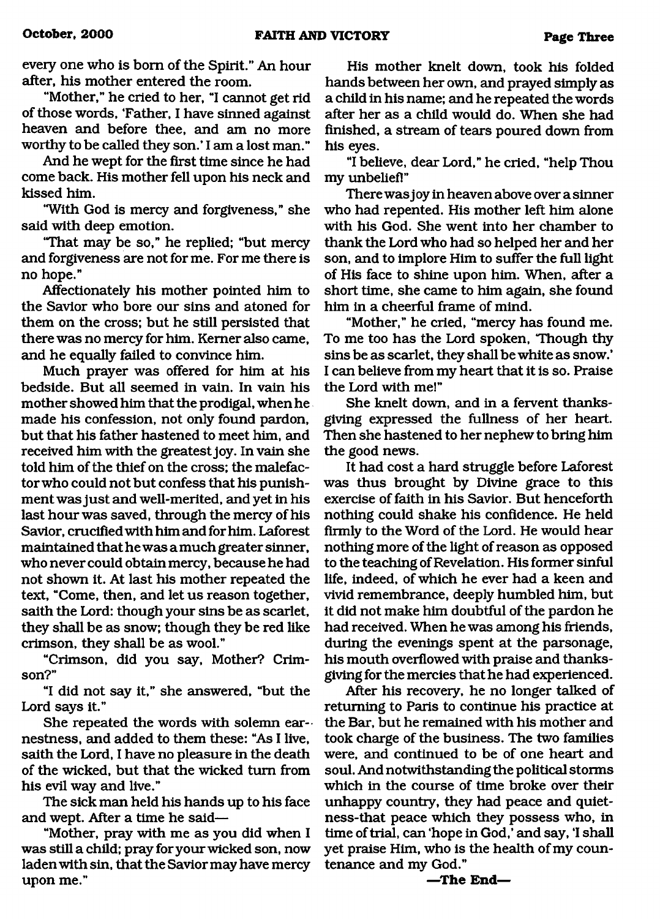every one who is born of the Spirit." An hour after, his mother entered the room.

"Mother," he cried to her, "I cannot get rid of those words, 'Father, I have sinned against heaven and before thee, and am no more worthy to be called they son.' I am a lost man."

And he wept for the first time since he had come back. His mother fell upon his neck and kissed him.

"With God is mercy and forgiveness," she said with deep emotion.

"That may be so," he replied; "but mercy and forgiveness are not for me. For me there is no hope."

Affectionately his mother pointed him to the Savior who bore our sins and atoned for them on the cross; but he still persisted that there was no mercy for him. Kerner also came, and he equally failed to convince him.

Much prayer was offered for him at his bedside. But all seemed in vain. In vain his mother showed him that the prodigal, when he made his confession, not only found pardon, but that his father hastened to meet him, and received him with the greatest joy. In vain she told him of the thief on the cross; the malefactor who could not but confess that his punishment was just and well-merited, and yet in his last hour was saved, through the mercy of his Savior, crucified with him and for him. Laforest maintained that he was a much greater sinner, who never could obtain mercy, because he had not shown it. At last his mother repeated the text, "Come, then, and let us reason together, saith the Lord: though your sins be as scarlet, they shall be as snow; though they be red like crimson, they shall be as wool."

"Crimson, did you say, Mother? Crimson?"

"I did not say it," she answered, "but the Lord says it."

She repeated the words with solemn earnestness, and added to them these: "As I live, saith the Lord, I have no pleasure in the death of the wicked, but that the wicked turn from his evil way and live."

The sick man held his hands up to his face and wept. After a time he said—

"Mother, pray with me as you did when I was still a child; pray for your wicked son, now laden with sin, that the Savior may have mercy upon me."

His mother knelt down, took his folded hands between her own, and prayed simply as a child in his name; and he repeated the words after her as a child would do. When she had finished, a stream of tears poured down from his eyes.

"I believe, dear Lord," he cried, "help Thou my unbelief!"

There was joy in heaven above over a sinner who had repented. His mother left him alone with his God. She went into her chamber to thank the Lord who had so helped her and her son, and to implore Him to suffer the full light of His face to shine upon him. When, after a short time, she came to him again, she found him in a cheerful frame of mind.

"Mother," he cried, "mercy has found me. To me too has the Lord spoken, 'Though thy sins be as scarlet, they shall be white as snow.' I can believe from my heart that it is so. Praise the Lord with me!"

She knelt down, and in a fervent thanksgiving expressed the fullness of her heart. Then she hastened to her nephew to bring him the good news.

It had cost a hard struggle before Laforest was thus brought by Divine grace to this exercise of faith in his Savior. But henceforth nothing could shake his confidence. He held firmly to the Word of the Lord. He would hear nothing more of the light of reason as opposed to the teaching of Revelation. His former sinful life, indeed, of which he ever had a keen and vivid remembrance, deeply humbled him, but it did not make him doubtful of the pardon he had received. When he was among his friends, during the evenings spent at the parsonage, his mouth overflowed with praise and thanksgiving for the mercies that he had experienced.

After his recovery, he no longer talked of returning to Paris to continue his practice at the Bar, but he remained with his mother and took charge of the business. The two families were, and continued to be of one heart and soul. And notwithstanding the political storms which in the course of time broke over their unhappy country, they had peace and quietness-that peace which they possess who, in time of trial, can 'hope in God,' and say, 'I shall yet praise Him, who is the health of my countenance and my God."

**—The End—**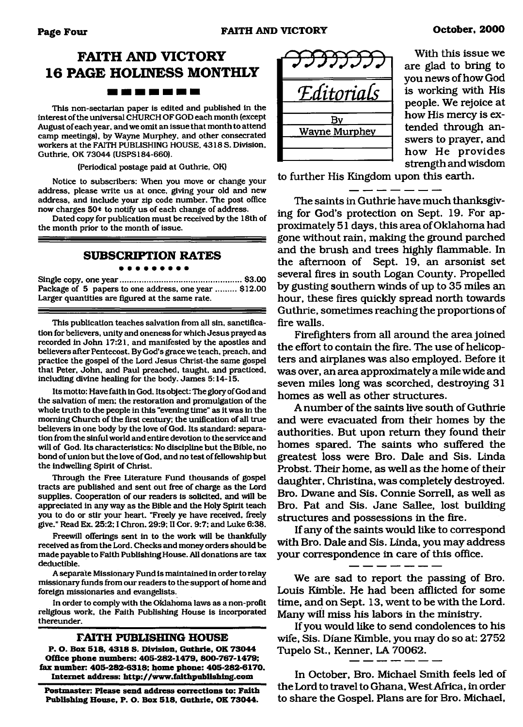# FAITH AND VICTORY 16 PAGE HOLINESS MONTHLY

This non-sectarian paper is edited and published in the interest of the universal CHURCH OF GOD each month (except August of each year, and we omit an issue that month to attend camp meetings), by Wayne Murphey, and other consecrated workers at the FAITH PUBLISHING HOUSE, 4318 S. Division, Guthrie, OK 73044 (USPS184-660).

(Periodical postage paid at Guthrie, OK)

Notice to subscribers: When you move or change your address, please write us at once, giving your old and new address, and include your zip code number. The post office now charges 50¢ to notify us of each change of address.

Dated copy for publication must be received by the 18th of the month prior to the month of issue.

## SUBSCRIPTION RATES

Single copy, one year .................................................. $3.00
Package of 5 papers to one address, one year ......... $12.00
Larger quantities are figured at the same rate.

This publication teaches salvation from all sin, sanctification for believers, unity and oneness for which Jesus prayed as recorded in John 17:21, and manifested by the apostles and believers after Pentecost. By God's grace we teach, preach, and practice the gospel of the Lord Jesus Christ-the same gospel that Peter, John, and Paul preached, taught, and practiced, including divine healing for the body. James 5:14-15.

Its motto: Have faith in God. Its object: The glory of God and the salvation of men: the restoration and promulgation of the whole truth to the people in this "evening time" as it was in the morning Church of the first century; the unification of all true believers in one body by the love of God. Its standard: separation from the sinful world and entire devotion to the service and will of God. Its characteristics: No discipline but the Bible, no bond of union but the love of God, and no test of fellowship but the indwelling Spirit of Christ.

Through the Free Literature Fund thousands of gospel tracts are published and sent out free of charge as the Lord supplies. Cooperation of our readers is solicited, and will be appreciated in any way as the Bible and the Holy Spirit teach you to do or stir your heart. "Freely ye have received, freely give." Read Ex. 25:2; I Chron. 29:9; II Cor. 9:7; and Luke 6:38.

Freewill offerings sent in to the work will be thankfully received as from the Lord. Checks and money orders should be made payable to Faith Publishing House. All donations are tax deductible.

A separate Missionary Fund is maintained in order to relay missionary funds from our readers to the support of home and foreign missionaries and evangelists.

In order to comply with the Oklahoma laws as a non-profit religious work, the Faith Publishing House is incorporated thereunder.

## FAITH PUBLISHING HOUSE

**P. O. Box 518, 4318 S. Division, Guthrie, OK 73044**
**Office phone numbers: 405-282-1479, 800-767-1479; fax number: 405-282-6318; home phone: 405-282-6170. Internet address: http://www.faithpublishing.com**

**Postmaster: Please send address corrections to: Faith Publishing House, P. O. Box 518, Guthrie, OK 73044.**

## *Editorials*

By Wayne Murphey

With this issue we are glad to bring to you news of how God is working with His people. We rejoice at how His mercy is extended through answers to prayer, and how He provides strength and wisdom to further His Kingdom upon this earth.

---

The saints in Guthrie have much thanksgiving for God's protection on Sept. 19. For approximately 51 days, this area of Oklahoma had gone without rain, making the ground parched and the brush and trees highly flammable. In the afternoon of Sept. 19, an arsonist set several fires in south Logan County. Propelled by gusting southern winds of up to 35 miles an hour, these fires quickly spread north towards Guthrie, sometimes reaching the proportions of fire walls.

Firefighters from all around the area joined the effort to contain the fire. The use of helicopters and airplanes was also employed. Before it was over, an area approximately a mile wide and seven miles long was scorched, destroying 31 homes as well as other structures.

A number of the saints live south of Guthrie and were evacuated from their homes by the authorities. But upon return they found their homes spared. The saints who suffered the greatest loss were Bro. Dale and Sis. Linda Probst. Their home, as well as the home of their daughter, Christina, was completely destroyed. Bro. Dwane and Sis. Connie Sorrell, as well as Bro. Pat and Sis. Jane Sallee, lost building structures and possessions in the fire.

If any of the saints would like to correspond with Bro. Dale and Sis. Linda, you may address your correspondence in care of this office.

---

We are sad to report the passing of Bro. Louis Kimble. He had been afflicted for some time, and on Sept. 13, went to be with the Lord. Many will miss his labors in the ministry.

If you would like to send condolences to his wife, Sis. Diane Kimble, you may do so at: 2752 Tupelo St., Kenner, LA 70062.

---

In October, Bro. Michael Smith feels led of the Lord to travel to Ghana, West Africa, in order to share the Gospel. Plans are for Bro. Michael,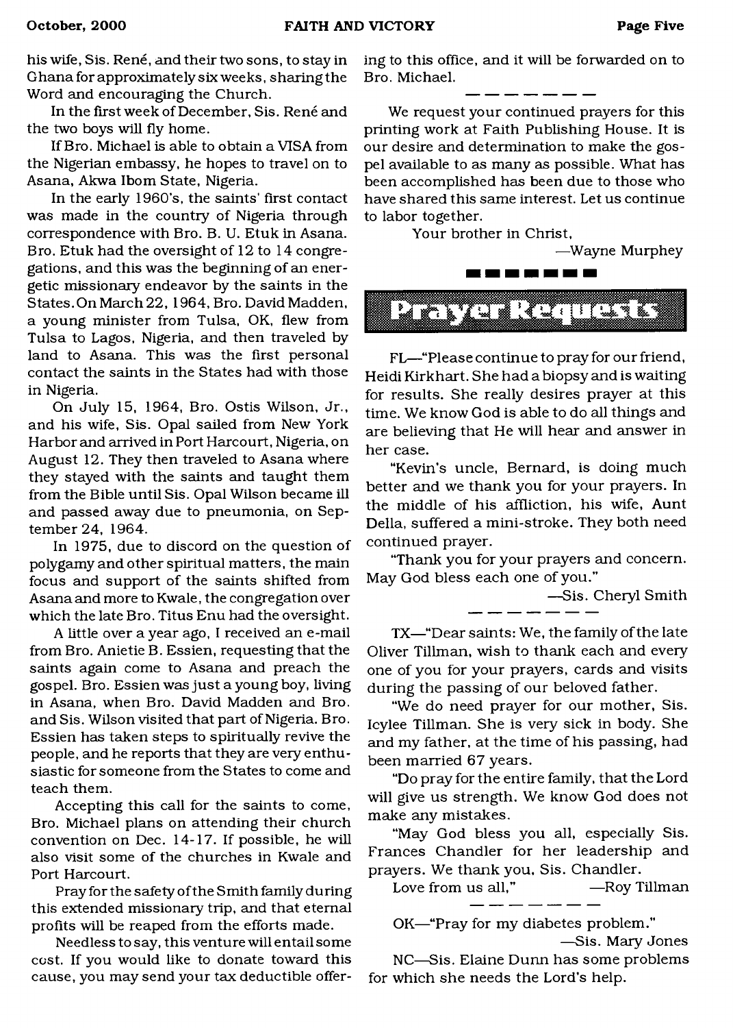his wife, Sis. René, and their two sons, to stay in Ghana for approximately six weeks, sharing the Word and encouraging the Church.

In the first week of December, Sis. René and the two boys will fly home.

If Bro. Michael is able to obtain a VISA from the Nigerian embassy, he hopes to travel on to Asana, Akwa Ibom State, Nigeria.

In the early 1960's, the saints' first contact was made in the country of Nigeria through correspondence with Bro. B. U. Etuk in Asana. Bro. Etuk had the oversight of 12 to 14 congregations, and this was the beginning of an energetic missionary endeavor by the saints in the States. On March 22, 1964, Bro. David Madden, a young minister from Tulsa, OK, flew from Tulsa to Lagos, Nigeria, and then traveled by land to Asana. This was the first personal contact the saints in the States had with those in Nigeria.

On July 15, 1964, Bro. Ostis Wilson, Jr., and his wife, Sis. Opal sailed from New York Harbor and arrived in Port Harcourt, Nigeria, on August 12. They then traveled to Asana where they stayed with the saints and taught them from the Bible until Sis. Opal Wilson became ill and passed away due to pneumonia, on September 24, 1964.

In 1975, due to discord on the question of polygamy and other spiritual matters, the main focus and support of the saints shifted from Asana and more to Kwale, the congregation over which the late Bro. Titus Enu had the oversight.

A little over a year ago, I received an e-mail from Bro. Anietie B. Essien, requesting that the saints again come to Asana and preach the gospel. Bro. Essien was just a young boy, living in Asana, when Bro. David Madden and Bro. and Sis. Wilson visited that part of Nigeria. Bro. Essien has taken steps to spiritually revive the people, and he reports that they are very enthusiastic for someone from the States to come and teach them.

Accepting this call for the saints to come, Bro. Michael plans on attending their church convention on Dec. 14-17. If possible, he will also visit some of the churches in Kwale and Port Harcourt.

Pray for the safety of the Smith family during this extended missionary trip, and that eternal profits will be reaped from the efforts made.

Needless to say, this venture will entail some cost. If you would like to donate toward this cause, you may send your tax deductible offering to this office, and it will be forwarded on to Bro. Michael.

---

We request your continued prayers for this printing work at Faith Publishing House. It is our desire and determination to make the gospel available to as many as possible. What has been accomplished has been due to those who have shared this same interest. Let us continue to labor together.

Your brother in Christ,

—Wayne Murphey

## Prayer Requests

FL—"Please continue to pray for our friend, Heidi Kirkhart. She had a biopsy and is waiting for results. She really desires prayer at this time. We know God is able to do all things and are believing that He will hear and answer in her case.

"Kevin's uncle, Bernard, is doing much better and we thank you for your prayers. In the middle of his affliction, his wife, Aunt Della, suffered a mini-stroke. They both need continued prayer.

"Thank you for your prayers and concern. May God bless each one of you."

—Sis. Cheryl Smith

---

TX—"Dear saints: We, the family of the late Oliver Tillman, wish to thank each and every one of you for your prayers, cards and visits during the passing of our beloved father.

"We do need prayer for our mother, Sis. Icylee Tillman. She is very sick in body. She and my father, at the time of his passing, had been married 67 years.

"Do pray for the entire family, that the Lord will give us strength. We know God does not make any mistakes.

"May God bless you all, especially Sis. Frances Chandler for her leadership and prayers. We thank you, Sis. Chandler.

Love from us all," —Roy Tillman

---

OK—"Pray for my diabetes problem."

—Sis. Mary Jones

NC—Sis. Elaine Dunn has some problems for which she needs the Lord's help.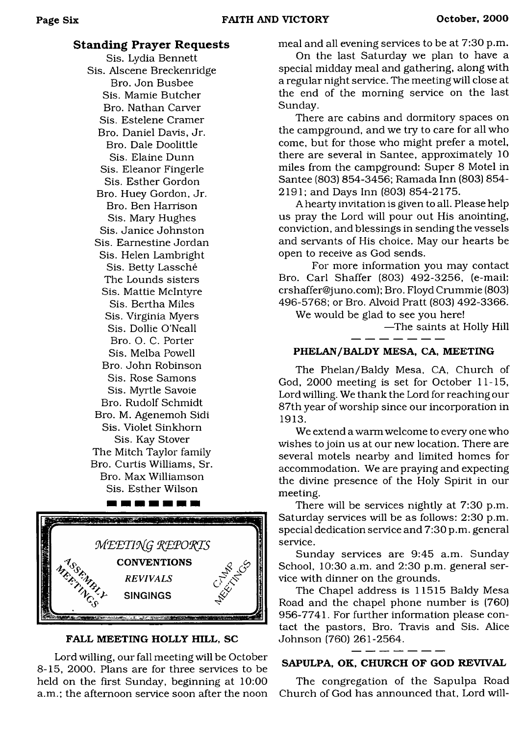## Standing Prayer Requests

Sis. Lydia Bennett
Sis. Alscene Breckenridge
Bro. Jon Busbee
Sis. Mamie Butcher
Bro. Nathan Carver
Sis. Estelene Cramer
Bro. Daniel Davis, Jr.
Bro. Dale Doolittle
Sis. Elaine Dunn
Sis. Eleanor Fingerle
Sis. Esther Gordon
Bro. Huey Gordon, Jr.
Bro. Ben Harrison
Sis. Mary Hughes
Sis. Janice Johnston
Sis. Earnestine Jordan
Sis. Helen Lambright
Sis. Betty Lassché
The Lounds sisters
Sis. Mattie McIntyre
Sis. Bertha Miles
Sis. Virginia Myers
Sis. Dollie O'Neall
Bro. O. C. Porter
Sis. Melba Powell
Bro. John Robinson
Sis. Rose Samons
Sis. Myrtle Savoie
Bro. Rudolf Schmidt
Bro. M. Agenemoh Sidi
Sis. Violet Sinkhorn
Sis. Kay Stover
The Mitch Taylor family
Bro. Curtis Williams, Sr.
Bro. Max Williamson
Sis. Esther Wilson

## *MEETING REPORTS*

**CONVENTIONS** — *REVIVALS* — **SINGINGS** — ASSEMBLY MEETINGS — CAMP MEETINGS

### FALL MEETING HOLLY HILL, SC

Lord willing, our fall meeting will be October 8-15, 2000. Plans are for three services to be held on the first Sunday, beginning at 10:00 a.m.; the afternoon service soon after the noon meal and all evening services to be at 7:30 p.m.

On the last Saturday we plan to have a special midday meal and gathering, along with a regular night service. The meeting will close at the end of the morning service on the last Sunday.

There are cabins and dormitory spaces on the campground, and we try to care for all who come, but for those who might prefer a motel, there are several in Santee, approximately 10 miles from the campground: Super 8 Motel in Santee (803) 854-3456; Ramada Inn (803) 854-2191; and Days Inn (803) 854-2175.

A hearty invitation is given to all. Please help us pray the Lord will pour out His anointing, conviction, and blessings in sending the vessels and servants of His choice. May our hearts be open to receive as God sends.

For more information you may contact Bro. Carl Shaffer (803) 492-3256, (e-mail: crshaffer@juno.com); Bro. Floyd Crummie (803) 496-5768; or Bro. Alvoid Pratt (803) 492-3366.

We would be glad to see you here!

—The saints at Holly Hill

### PHELAN/BALDY MESA, CA, MEETING

The Phelan/Baldy Mesa, CA, Church of God, 2000 meeting is set for October 11-15, Lord willing. We thank the Lord for reaching our 87th year of worship since our incorporation in 1913.

We extend a warm welcome to every one who wishes to join us at our new location. There are several motels nearby and limited homes for accommodation. We are praying and expecting the divine presence of the Holy Spirit in our meeting.

There will be services nightly at 7:30 p.m. Saturday services will be as follows: 2:30 p.m. special dedication service and 7:30 p.m. general service.

Sunday services are 9:45 a.m. Sunday School, 10:30 a.m. and 2:30 p.m. general service with dinner on the grounds.

The Chapel address is 11515 Baldy Mesa Road and the chapel phone number is (760) 956-7741. For further information please contact the pastors, Bro. Travis and Sis. Alice Johnson (760) 261-2564.

### SAPULPA, OK, CHURCH OF GOD REVIVAL

The congregation of the Sapulpa Road Church of God has announced that, Lord will-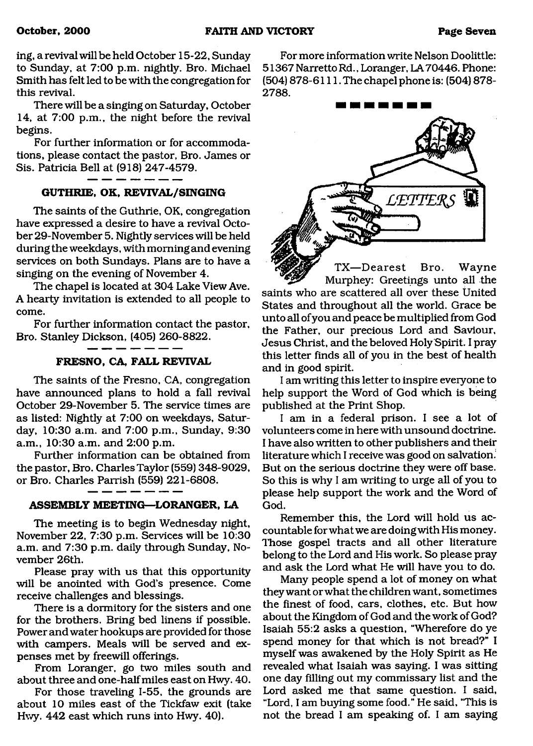ing, a revival will be held October 15-22, Sunday to Sunday, at 7:00 p.m. nightly. Bro. Michael Smith has felt led to be with the congregation for this revival.

There will be a singing on Saturday, October 14, at 7:00 p.m., the night before the revival begins.

For further information or for accommodations, please contact the pastor, Bro. James or Sis. Patricia Bell at (918) 247-4579.

---

### GUTHRIE, OK, REVIVAL/SINGING

The saints of the Guthrie, OK, congregation have expressed a desire to have a revival October 29-November 5. Nightly services will be held during the weekdays, with morning and evening services on both Sundays. Plans are to have a singing on the evening of November 4.

The chapel is located at 304 Lake View Ave. A hearty invitation is extended to all people to come.

For further information contact the pastor, Bro. Stanley Dickson, (405) 260-8822.

---

### FRESNO, CA, FALL REVIVAL

The saints of the Fresno, CA, congregation have announced plans to hold a fall revival October 29-November 5. The service times are as listed: Nightly at 7:00 on weekdays, Saturday, 10:30 a.m. and 7:00 p.m., Sunday, 9:30 a.m., 10:30 a.m. and 2:00 p.m.

Further information can be obtained from the pastor, Bro. Charles Taylor (559) 348-9029, or Bro. Charles Parrish (559) 221-6808.

---

### ASSEMBLY MEETING—LORANGER, LA

The meeting is to begin Wednesday night, November 22, 7:30 p.m. Services will be 10:30 a.m. and 7:30 p.m. daily through Sunday, November 26th.

Please pray with us that this opportunity will be anointed with God's presence. Come receive challenges and blessings.

There is a dormitory for the sisters and one for the brothers. Bring bed linens if possible. Power and water hookups are provided for those with campers. Meals will be served and expenses met by freewill offerings.

From Loranger, go two miles south and about three and one-half miles east on Hwy. 40.

For those traveling I-55, the grounds are about 10 miles east of the Tickfaw exit (take Hwy. 442 east which runs into Hwy. 40).

For more information write Nelson Doolittle: 51367 Narretto Rd., Loranger, LA 70446. Phone: (504) 878-6111. The chapel phone is: (504) 878-2788.

---

## LETTERS

TX—Dearest Bro. Wayne Murphey: Greetings unto all the saints who are scattered all over these United States and throughout all the world. Grace be unto all of you and peace be multiplied from God the Father, our precious Lord and Saviour, Jesus Christ, and the beloved Holy Spirit. I pray this letter finds all of you in the best of health and in good spirit.

I am writing this letter to inspire everyone to help support the Word of God which is being published at the Print Shop.

I am in a federal prison. I see a lot of volunteers come in here with unsound doctrine. I have also written to other publishers and their literature which I receive was good on salvation. But on the serious doctrine they were off base. So this is why I am writing to urge all of you to please help support the work and the Word of God.

Remember this, the Lord will hold us accountable for what we are doing with His money. Those gospel tracts and all other literature belong to the Lord and His work. So please pray and ask the Lord what He will have you to do.

Many people spend a lot of money on what they want or what the children want, sometimes the finest of food, cars, clothes, etc. But how about the Kingdom of God and the work of God? Isaiah 55:2 asks a question, "Wherefore do ye spend money for that which is not bread?" I myself was awakened by the Holy Spirit as He revealed what Isaiah was saying. I was sitting one day filling out my commissary list and the Lord asked me that same question. I said, "Lord, I am buying some food." He said, "This is not the bread I am speaking of. I am saying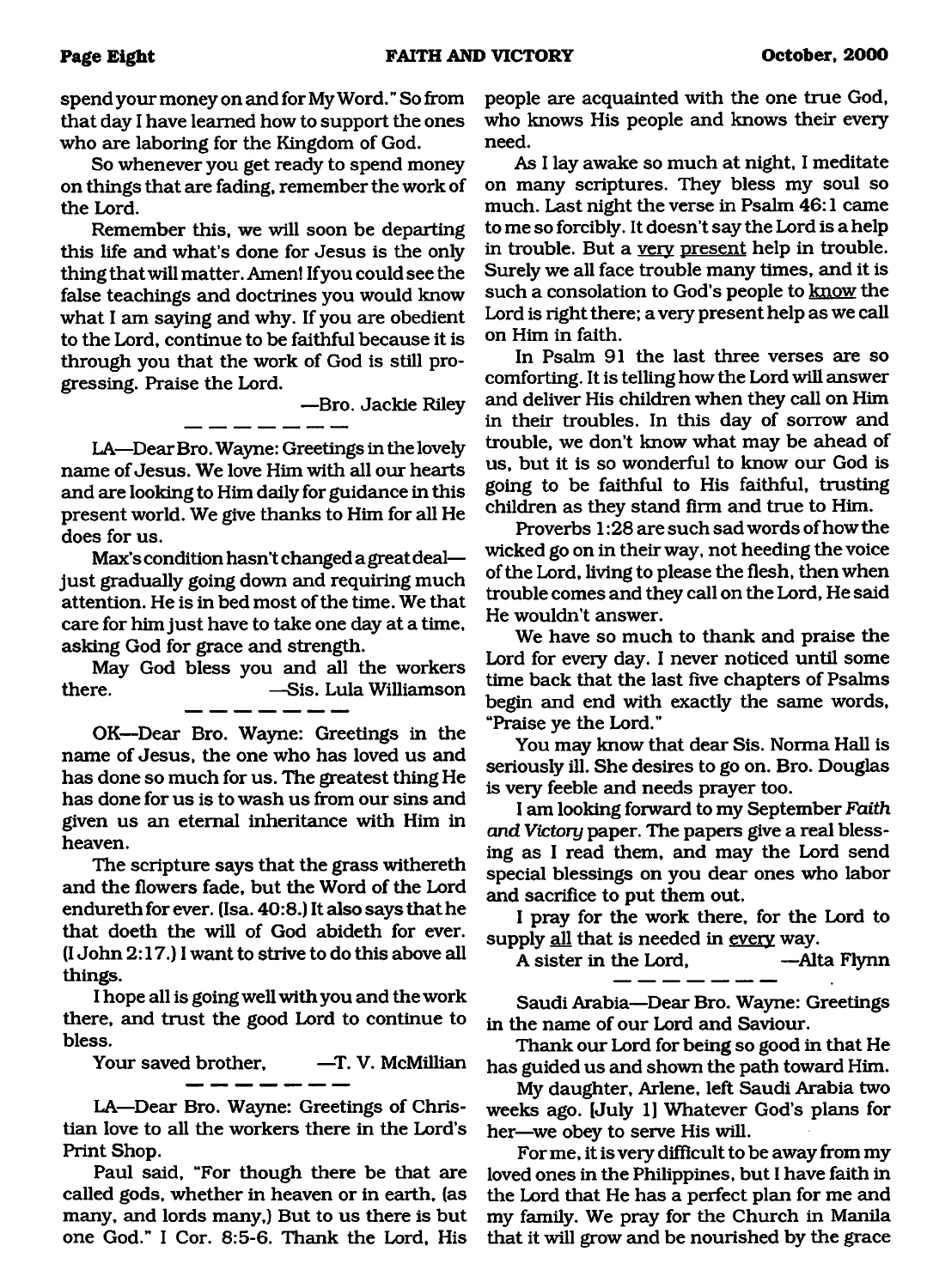spend your money on and for My Word." So from that day I have learned how to support the ones who are laboring for the Kingdom of God.

So whenever you get ready to spend money on things that are fading, remember the work of the Lord.

Remember this, we will soon be departing this life and what's done for Jesus is the only thing that will matter. Amen! If you could see the false teachings and doctrines you would know what I am saying and why. If you are obedient to the Lord, continue to be faithful because it is through you that the work of God is still progressing. Praise the Lord.

—Bro. Jackie Riley

---

LA—Dear Bro. Wayne: Greetings in the lovely name of Jesus. We love Him with all our hearts and are looking to Him daily for guidance in this present world. We give thanks to Him for all He does for us.

Max's condition hasn't changed a great deal—just gradually going down and requiring much attention. He is in bed most of the time. We that care for him just have to take one day at a time, asking God for grace and strength.

May God bless you and all the workers there. —Sis. Lula Williamson

---

OK—Dear Bro. Wayne: Greetings in the name of Jesus, the one who has loved us and has done so much for us. The greatest thing He has done for us is to wash us from our sins and given us an eternal inheritance with Him in heaven.

The scripture says that the grass withereth and the flowers fade, but the Word of the Lord endureth for ever. (Isa. 40:8.) It also says that he that doeth the will of God abideth for ever. (I John 2:17.) I want to strive to do this above all things.

I hope all is going well with you and the work there, and trust the good Lord to continue to bless.

Your saved brother, —T. V. McMillian

---

LA—Dear Bro. Wayne: Greetings of Christian love to all the workers there in the Lord's Print Shop.

Paul said, "For though there be that are called gods, whether in heaven or in earth, (as many, and lords many,) But to us there is but one God." I Cor. 8:5-6. Thank the Lord, His people are acquainted with the one true God, who knows His people and knows their every need.

As I lay awake so much at night, I meditate on many scriptures. They bless my soul so much. Last night the verse in Psalm 46:1 came to me so forcibly. It doesn't say the Lord is a help in trouble. But a very present help in trouble. Surely we all face trouble many times, and it is such a consolation to God's people to know the Lord is right there; a very present help as we call on Him in faith.

In Psalm 91 the last three verses are so comforting. It is telling how the Lord will answer and deliver His children when they call on Him in their troubles. In this day of sorrow and trouble, we don't know what may be ahead of us, but it is so wonderful to know our God is going to be faithful to His faithful, trusting children as they stand firm and true to Him.

Proverbs 1:28 are such sad words of how the wicked go on in their way, not heeding the voice of the Lord, living to please the flesh, then when trouble comes and they call on the Lord, He said He wouldn't answer.

We have so much to thank and praise the Lord for every day. I never noticed until some time back that the last five chapters of Psalms begin and end with exactly the same words, "Praise ye the Lord."

You may know that dear Sis. Norma Hall is seriously ill. She desires to go on. Bro. Douglas is very feeble and needs prayer too.

I am looking forward to my September *Faith and Victory* paper. The papers give a real blessing as I read them, and may the Lord send special blessings on you dear ones who labor and sacrifice to put them out.

I pray for the work there, for the Lord to supply all that is needed in every way.

A sister in the Lord, —Alta Flynn

---

Saudi Arabia—Dear Bro. Wayne: Greetings in the name of our Lord and Saviour.

Thank our Lord for being so good in that He has guided us and shown the path toward Him.

My daughter, Arlene, left Saudi Arabia two weeks ago. [July 1] Whatever God's plans for her—we obey to serve His will.

For me, it is very difficult to be away from my loved ones in the Philippines, but I have faith in the Lord that He has a perfect plan for me and my family. We pray for the Church in Manila that it will grow and be nourished by the grace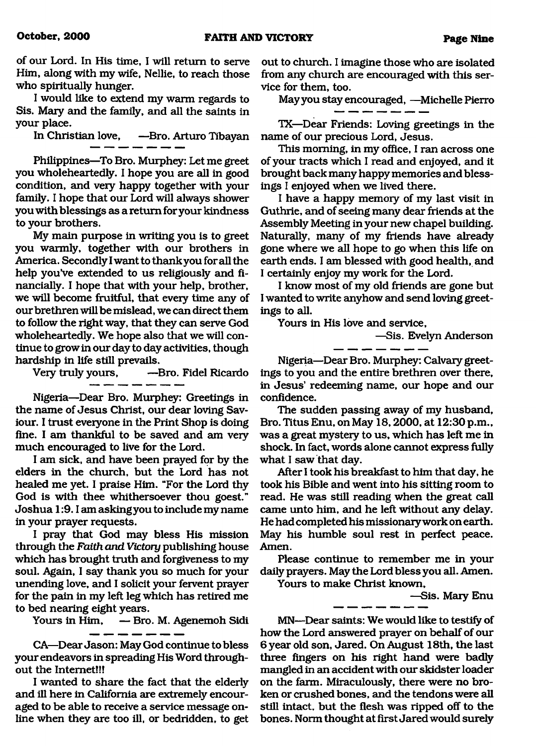of our Lord. In His time, I will return to serve Him, along with my wife, Nellie, to reach those who spiritually hunger.

I would like to extend my warm regards to Sis. Mary and the family, and all the saints in your place.

In Christian love, —Bro. Arturo Tibayan

— — — — — — —

Philippines—To Bro. Murphey: Let me greet you wholeheartedly. I hope you are all in good condition, and very happy together with your family. I hope that our Lord will always shower you with blessings as a return for your kindness to your brothers.

My main purpose in writing you is to greet you warmly, together with our brothers in America. Secondly I want to thank you for all the help you've extended to us religiously and financially. I hope that with your help, brother, we will become fruitful, that every time any of our brethren will be mislead, we can direct them to follow the right way, that they can serve God wholeheartedly. We hope also that we will continue to grow in our day to day activities, though hardship in life still prevails.

Very truly yours, —Bro. Fidel Ricardo

— — — — — — —

Nigeria—Dear Bro. Murphey: Greetings in the name of Jesus Christ, our dear loving Saviour. I trust everyone in the Print Shop is doing fine. I am thankful to be saved and am very much encouraged to live for the Lord.

I am sick, and have been prayed for by the elders in the church, but the Lord has not healed me yet. I praise Him. "For the Lord thy God is with thee whithersoever thou goest." Joshua 1:9. I am asking you to include my name in your prayer requests.

I pray that God may bless His mission through the *Faith and Victory* publishing house which has brought truth and forgiveness to my soul. Again, I say thank you so much for your unending love, and I solicit your fervent prayer for the pain in my left leg which has retired me to bed nearing eight years.

Yours in Him, — Bro. M. Agenemoh Sidi

— — — — — — —

CA—Dear Jason: May God continue to bless your endeavors in spreading His Word throughout the Internet!!!

I wanted to share the fact that the elderly and ill here in California are extremely encouraged to be able to receive a service message online when they are too ill, or bedridden, to get out to church. I imagine those who are isolated from any church are encouraged with this service for them, too.

May you stay encouraged, —Michelle Pierro

— — — — — — —

TX—Dear Friends: Loving greetings in the name of our precious Lord, Jesus.

This morning, in my office, I ran across one of your tracts which I read and enjoyed, and it brought back many happy memories and blessings I enjoyed when we lived there.

I have a happy memory of my last visit in Guthrie, and of seeing many dear friends at the Assembly Meeting in your new chapel building. Naturally, many of my friends have already gone where we all hope to go when this life on earth ends. I am blessed with good health, and I certainly enjoy my work for the Lord.

I know most of my old friends are gone but I wanted to write anyhow and send loving greetings to all.

Yours in His love and service,

—Sis. Evelyn Anderson

— — — — — — —

Nigeria—Dear Bro. Murphey: Calvary greetings to you and the entire brethren over there, in Jesus' redeeming name, our hope and our confidence.

The sudden passing away of my husband, Bro. Titus Enu, on May 18, 2000, at 12:30 p.m., was a great mystery to us, which has left me in shock. In fact, words alone cannot express fully what I saw that day.

After I took his breakfast to him that day, he took his Bible and went into his sitting room to read. He was still reading when the great call came unto him, and he left without any delay. He had completed his missionary work on earth. May his humble soul rest in perfect peace. Amen.

Please continue to remember me in your daily prayers. May the Lord bless you all. Amen.

Yours to make Christ known,

—Sis. Mary Enu

— — — — — — —

MN—Dear saints: We would like to testify of how the Lord answered prayer on behalf of our 6 year old son, Jared. On August 18th, the last three fingers on his right hand were badly mangled in an accident with our skidster loader on the farm. Miraculously, there were no broken or crushed bones, and the tendons were all still intact, but the flesh was ripped off to the bones. Norm thought at first Jared would surely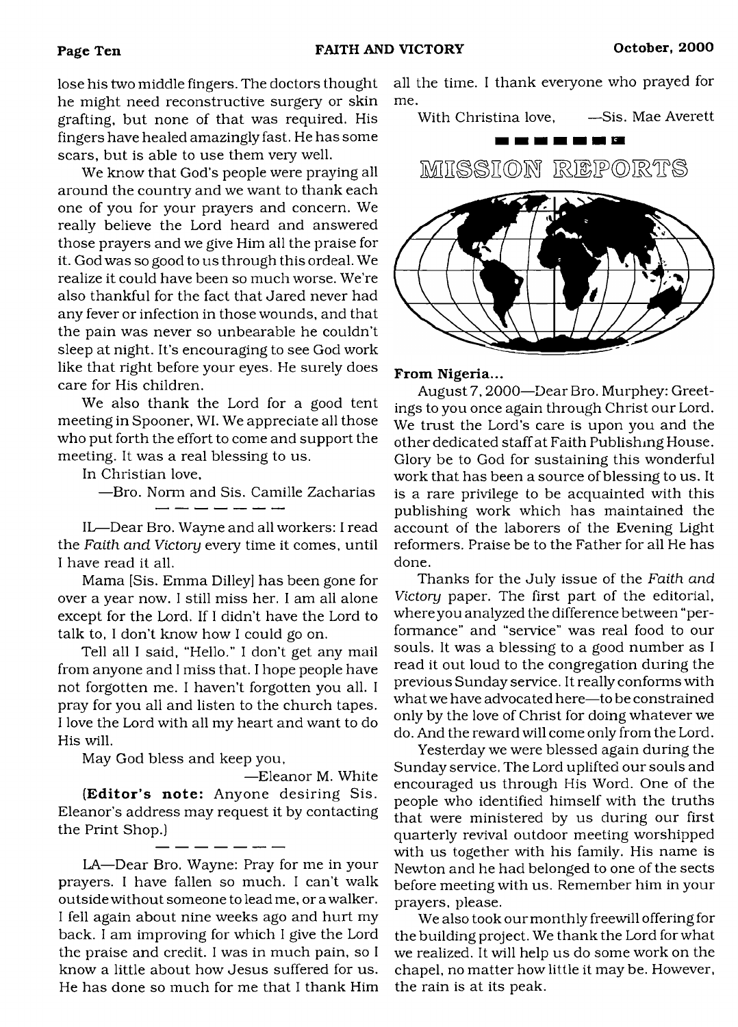lose his two middle fingers. The doctors thought he might need reconstructive surgery or skin grafting, but none of that was required. His fingers have healed amazingly fast. He has some scars, but is able to use them very well.

We know that God's people were praying all around the country and we want to thank each one of you for your prayers and concern. We really believe the Lord heard and answered those prayers and we give Him all the praise for it. God was so good to us through this ordeal. We realize it could have been so much worse. We're also thankful for the fact that Jared never had any fever or infection in those wounds, and that the pain was never so unbearable he couldn't sleep at night. It's encouraging to see God work like that right before your eyes. He surely does care for His children.

We also thank the Lord for a good tent meeting in Spooner, WI. We appreciate all those who put forth the effort to come and support the meeting. It was a real blessing to us.

In Christian love,

—Bro. Norm and Sis. Camille Zacharias

---

IL—Dear Bro. Wayne and all workers: I read the *Faith and Victory* every time it comes, until I have read it all.

Mama [Sis. Emma Dilley] has been gone for over a year now. I still miss her. I am all alone except for the Lord. If I didn't have the Lord to talk to, I don't know how I could go on.

Tell all I said, "Hello." I don't get any mail from anyone and I miss that. I hope people have not forgotten me. I haven't forgotten you all. I pray for you all and listen to the church tapes. I love the Lord with all my heart and want to do His will.

May God bless and keep you,

—Eleanor M. White

(**Editor's note:** Anyone desiring Sis. Eleanor's address may request it by contacting the Print Shop.)

---

LA—Dear Bro. Wayne: Pray for me in your prayers. I have fallen so much. I can't walk outside without someone to lead me, or a walker. I fell again about nine weeks ago and hurt my back. I am improving for which I give the Lord the praise and credit. I was in much pain, so I know a little about how Jesus suffered for us. He has done so much for me that I thank Him all the time. I thank everyone who prayed for me.

With Christina love, —Sis. Mae Averett

## MISSION REPORTS

**From Nigeria...**

August 7, 2000—Dear Bro. Murphey: Greetings to you once again through Christ our Lord. We trust the Lord's care is upon you and the other dedicated staff at Faith Publishing House. Glory be to God for sustaining this wonderful work that has been a source of blessing to us. It is a rare privilege to be acquainted with this publishing work which has maintained the account of the laborers of the Evening Light reformers. Praise be to the Father for all He has done.

Thanks for the July issue of the *Faith and Victory* paper. The first part of the editorial, where you analyzed the difference between "performance" and "service" was real food to our souls. It was a blessing to a good number as I read it out loud to the congregation during the previous Sunday service. It really conforms with what we have advocated here—to be constrained only by the love of Christ for doing whatever we do. And the reward will come only from the Lord.

Yesterday we were blessed again during the Sunday service. The Lord uplifted our souls and encouraged us through His Word. One of the people who identified himself with the truths that were ministered by us during our first quarterly revival outdoor meeting worshipped with us together with his family. His name is Newton and he had belonged to one of the sects before meeting with us. Remember him in your prayers, please.

We also took our monthly freewill offering for the building project. We thank the Lord for what we realized. It will help us do some work on the chapel, no matter how little it may be. However, the rain is at its peak.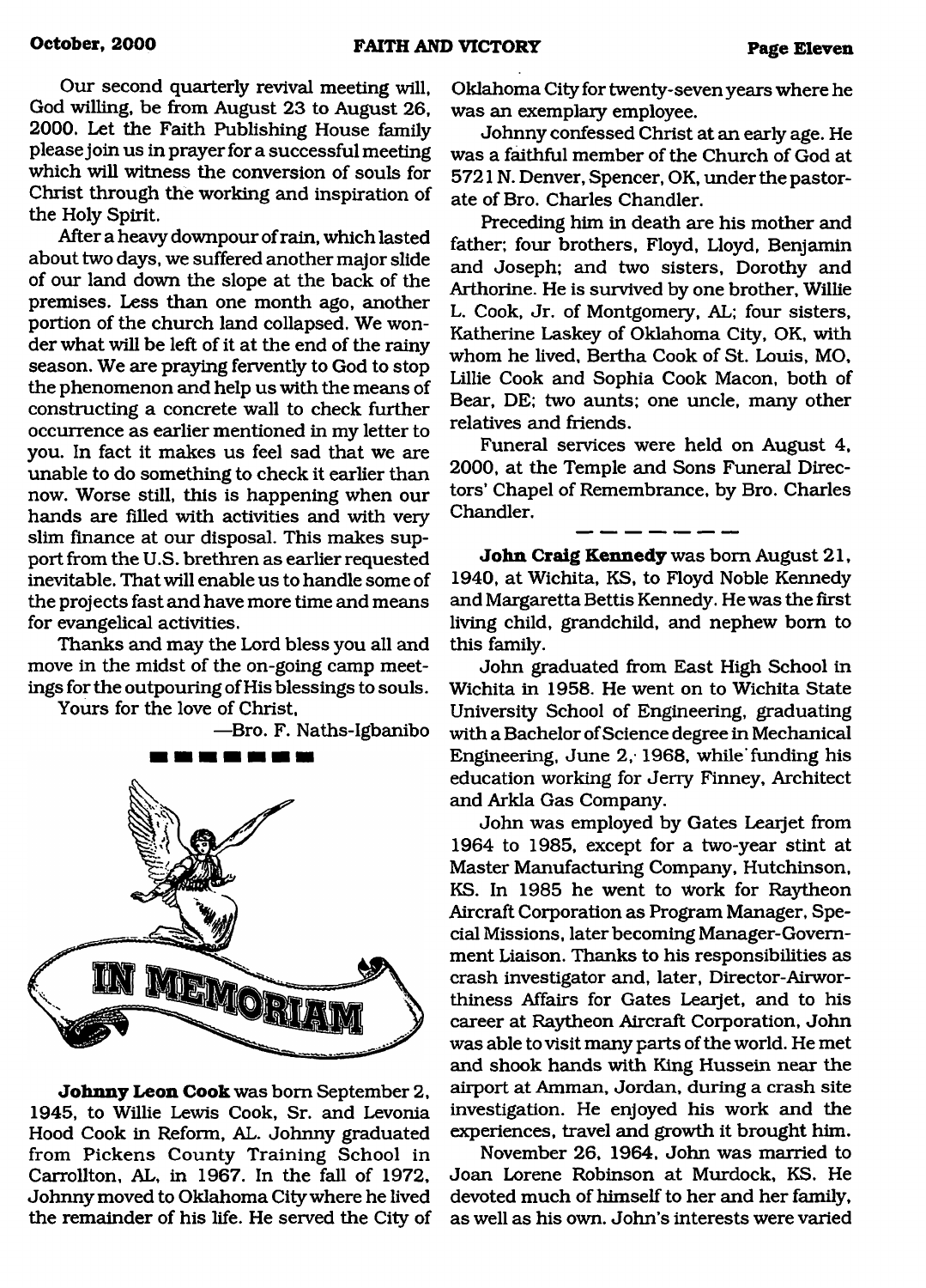Our second quarterly revival meeting will, God willing, be from August 23 to August 26, 2000. Let the Faith Publishing House family please join us in prayer for a successful meeting which will witness the conversion of souls for Christ through the working and inspiration of the Holy Spirit.

After a heavy downpour of rain, which lasted about two days, we suffered another major slide of our land down the slope at the back of the premises. Less than one month ago, another portion of the church land collapsed. We wonder what will be left of it at the end of the rainy season. We are praying fervently to God to stop the phenomenon and help us with the means of constructing a concrete wall to check further occurrence as earlier mentioned in my letter to you. In fact it makes us feel sad that we are unable to do something to check it earlier than now. Worse still, this is happening when our hands are filled with activities and with very slim finance at our disposal. This makes support from the U.S. brethren as earlier requested inevitable. That will enable us to handle some of the projects fast and have more time and means for evangelical activities.

Thanks and may the Lord bless you all and move in the midst of the on-going camp meetings for the outpouring of His blessings to souls.

Yours for the love of Christ,

—Bro. F. Naths-Igbanibo

# IN MEMORIAM

**Johnny Leon Cook** was born September 2, 1945, to Willie Lewis Cook, Sr. and Levonia Hood Cook in Reform, AL. Johnny graduated from Pickens County Training School in Carrollton, AL, in 1967. In the fall of 1972, Johnny moved to Oklahoma City where he lived the remainder of his life. He served the City of Oklahoma City for twenty-seven years where he was an exemplary employee.

Johnny confessed Christ at an early age. He was a faithful member of the Church of God at 5721 N. Denver, Spencer, OK, under the pastorate of Bro. Charles Chandler.

Preceding him in death are his mother and father; four brothers, Floyd, Lloyd, Benjamin and Joseph; and two sisters, Dorothy and Arthorine. He is survived by one brother, Willie L. Cook, Jr. of Montgomery, AL; four sisters, Katherine Laskey of Oklahoma City, OK, with whom he lived, Bertha Cook of St. Louis, MO, Lillie Cook and Sophia Cook Macon, both of Bear, DE; two aunts; one uncle, many other relatives and friends.

Funeral services were held on August 4, 2000, at the Temple and Sons Funeral Directors' Chapel of Remembrance, by Bro. Charles Chandler.

---

**John Craig Kennedy** was born August 21, 1940, at Wichita, KS, to Floyd Noble Kennedy and Margaretta Bettis Kennedy. He was the first living child, grandchild, and nephew born to this family.

John graduated from East High School in Wichita in 1958. He went on to Wichita State University School of Engineering, graduating with a Bachelor of Science degree in Mechanical Engineering, June 2, 1968, while funding his education working for Jerry Finney, Architect and Arkla Gas Company.

John was employed by Gates Learjet from 1964 to 1985, except for a two-year stint at Master Manufacturing Company, Hutchinson, KS. In 1985 he went to work for Raytheon Aircraft Corporation as Program Manager, Special Missions, later becoming Manager-Government Liaison. Thanks to his responsibilities as crash investigator and, later, Director-Airworthiness Affairs for Gates Learjet, and to his career at Raytheon Aircraft Corporation, John was able to visit many parts of the world. He met and shook hands with King Hussein near the airport at Amman, Jordan, during a crash site investigation. He enjoyed his work and the experiences, travel and growth it brought him.

November 26, 1964, John was married to Joan Lorene Robinson at Murdock, KS. He devoted much of himself to her and her family, as well as his own. John's interests were varied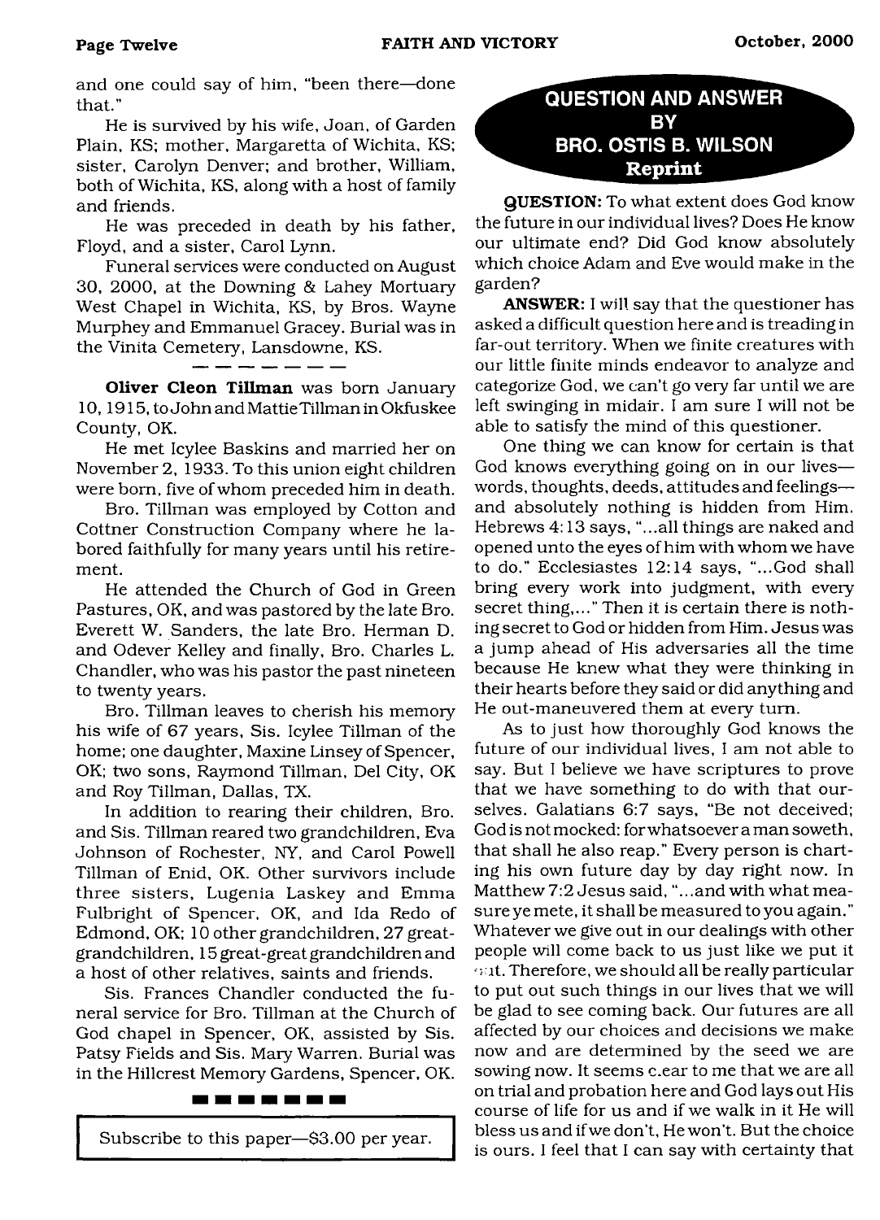and one could say of him, "been there—done that."

He is survived by his wife, Joan, of Garden Plain, KS; mother, Margaretta of Wichita, KS; sister, Carolyn Denver; and brother, William, both of Wichita, KS, along with a host of family and friends.

He was preceded in death by his father, Floyd, and a sister, Carol Lynn.

Funeral services were conducted on August 30, 2000, at the Downing & Lahey Mortuary West Chapel in Wichita, KS, by Bros. Wayne Murphey and Emmanuel Gracey. Burial was in the Vinita Cemetery, Lansdowne, KS.

---

**Oliver Cleon Tillman** was born January 10, 1915, to John and Mattie Tillman in Okfuskee County, OK.

He met Icylee Baskins and married her on November 2, 1933. To this union eight children were born, five of whom preceded him in death.

Bro. Tillman was employed by Cotton and Cottner Construction Company where he labored faithfully for many years until his retirement.

He attended the Church of God in Green Pastures, OK, and was pastored by the late Bro. Everett W. Sanders, the late Bro. Herman D. and Odever Kelley and finally, Bro. Charles L. Chandler, who was his pastor the past nineteen to twenty years.

Bro. Tillman leaves to cherish his memory his wife of 67 years, Sis. Icylee Tillman of the home; one daughter, Maxine Linsey of Spencer, OK; two sons, Raymond Tillman, Del City, OK and Roy Tillman, Dallas, TX.

In addition to rearing their children, Bro. and Sis. Tillman reared two grandchildren, Eva Johnson of Rochester, NY, and Carol Powell Tillman of Enid, OK. Other survivors include three sisters, Lugenia Laskey and Emma Fulbright of Spencer, OK, and Ida Redo of Edmond, OK; 10 other grandchildren, 27 great-grandchildren, 15 great-great grandchildren and a host of other relatives, saints and friends.

Sis. Frances Chandler conducted the funeral service for Bro. Tillman at the Church of God chapel in Spencer, OK, assisted by Sis. Patsy Fields and Sis. Mary Warren. Burial was in the Hillcrest Memory Gardens, Spencer, OK.

---

Subscribe to this paper—$3.00 per year.

## QUESTION AND ANSWER BY BRO. OSTIS B. WILSON

**Reprint**

**QUESTION:** To what extent does God know the future in our individual lives? Does He know our ultimate end? Did God know absolutely which choice Adam and Eve would make in the garden?

**ANSWER:** I will say that the questioner has asked a difficult question here and is treading in far-out territory. When we finite creatures with our little finite minds endeavor to analyze and categorize God, we can't go very far until we are left swinging in midair. I am sure I will not be able to satisfy the mind of this questioner.

One thing we can know for certain is that God knows everything going on in our lives—words, thoughts, deeds, attitudes and feelings—and absolutely nothing is hidden from Him. Hebrews 4:13 says, "...all things are naked and opened unto the eyes of him with whom we have to do." Ecclesiastes 12:14 says, "...God shall bring every work into judgment, with every secret thing,..." Then it is certain there is nothing secret to God or hidden from Him. Jesus was a jump ahead of His adversaries all the time because He knew what they were thinking in their hearts before they said or did anything and He out-maneuvered them at every turn.

As to just how thoroughly God knows the future of our individual lives, I am not able to say. But I believe we have scriptures to prove that we have something to do with that ourselves. Galatians 6:7 says, "Be not deceived; God is not mocked: for whatsoever a man soweth, that shall he also reap." Every person is charting his own future day by day right now. In Matthew 7:2 Jesus said, "...and with what measure ye mete, it shall be measured to you again." Whatever we give out in our dealings with other people will come back to us just like we put it out. Therefore, we should all be really particular to put out such things in our lives that we will be glad to see coming back. Our futures are all affected by our choices and decisions we make now and are determined by the seed we are sowing now. It seems clear to me that we are all on trial and probation here and God lays out His course of life for us and if we walk in it He will bless us and if we don't, He won't. But the choice is ours. I feel that I can say with certainty that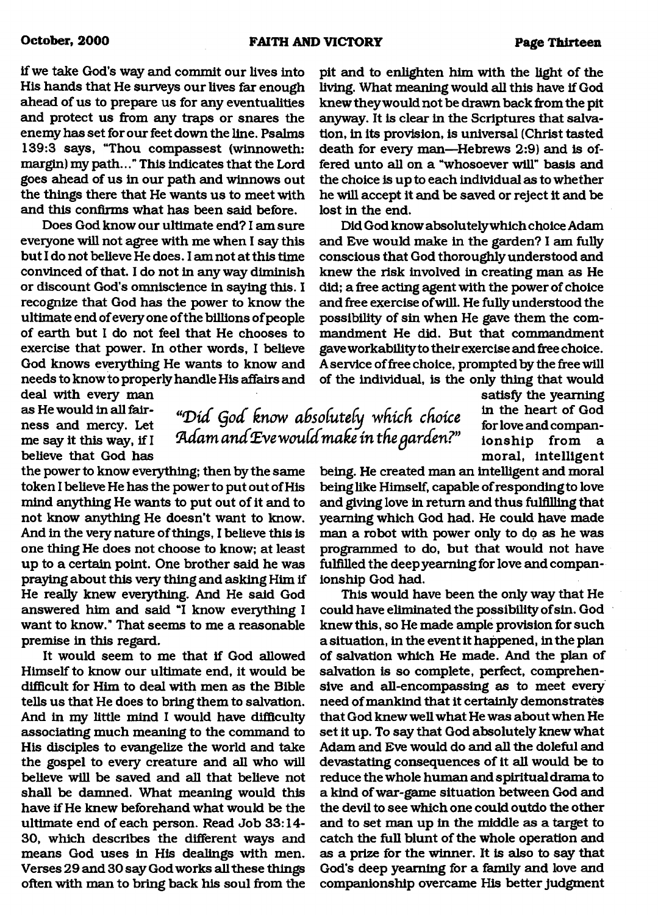if we take God's way and commit our lives into His hands that He surveys our lives far enough ahead of us to prepare us for any eventualities and protect us from any traps or snares the enemy has set for our feet down the line. Psalms 139:3 says, "Thou compassest (winnoweth: margin) my path..." This indicates that the Lord goes ahead of us in our path and winnows out the things there that He wants us to meet with and this confirms what has been said before.

Does God know our ultimate end? I am sure everyone will not agree with me when I say this but I do not believe He does. I am not at this time convinced of that. I do not in any way diminish or discount God's omniscience in saying this. I recognize that God has the power to know the ultimate end of every one of the billions of people of earth but I do not feel that He chooses to exercise that power. In other words, I believe God knows everything He wants to know and needs to know to properly handle His affairs and deal with every man as He would in all fairness and mercy. Let me say it this way, if I believe that God has the power to know everything; then by the same token I believe He has the power to put out of His mind anything He wants to put out of it and to not know anything He doesn't want to know. And in the very nature of things, I believe this is one thing He does not choose to know; at least up to a certain point. One brother said he was praying about this very thing and asking Him if He really knew everything. And He said God answered him and said "I know everything I want to know." That seems to me a reasonable premise in this regard.

It would seem to me that if God allowed Himself to know our ultimate end, it would be difficult for Him to deal with men as the Bible tells us that He does to bring them to salvation. And in my little mind I would have difficulty associating much meaning to the command to His disciples to evangelize the world and take the gospel to every creature and all who will believe will be saved and all that believe not shall be damned. What meaning would this have if He knew beforehand what would be the ultimate end of each person. Read Job 33:14-30, which describes the different ways and means God uses in His dealings with men. Verses 29 and 30 say God works all these things often with man to bring back his soul from the pit and to enlighten him with the light of the living. What meaning would all this have if God knew they would not be drawn back from the pit anyway. It is clear in the Scriptures that salvation, in its provision, is universal (Christ tasted death for every man—Hebrews 2:9) and is offered unto all on a "whosoever will" basis and the choice is up to each individual as to whether he will accept it and be saved or reject it and be lost in the end.

*"Did God know absolutely which choice Adam and Eve would make in the garden?"*

Did God know absolutely which choice Adam and Eve would make in the garden? I am fully conscious that God thoroughly understood and knew the risk involved in creating man as He did; a free acting agent with the power of choice and free exercise of will. He fully understood the possibility of sin when He gave them the commandment He did. But that commandment gave workability to their exercise and free choice. A service of free choice, prompted by the free will of the individual, is the only thing that would satisfy the yearning in the heart of God for love and companionship from a moral, intelligent being. He created man an intelligent and moral being like Himself, capable of responding to love and giving love in return and thus fulfilling that yearning which God had. He could have made man a robot with power only to do as he was programmed to do, but that would not have fulfilled the deep yearning for love and companionship God had.

This would have been the only way that He could have eliminated the possibility of sin. God knew this, so He made ample provision for such a situation, in the event it happened, in the plan of salvation which He made. And the plan of salvation is so complete, perfect, comprehensive and all-encompassing as to meet every need of mankind that it certainly demonstrates that God knew well what He was about when He set it up. To say that God absolutely knew what Adam and Eve would do and all the doleful and devastating consequences of it all would be to reduce the whole human and spiritual drama to a kind of war-game situation between God and the devil to see which one could outdo the other and to set man up in the middle as a target to catch the full blunt of the whole operation and as a prize for the winner. It is also to say that God's deep yearning for a family and love and companionship overcame His better judgment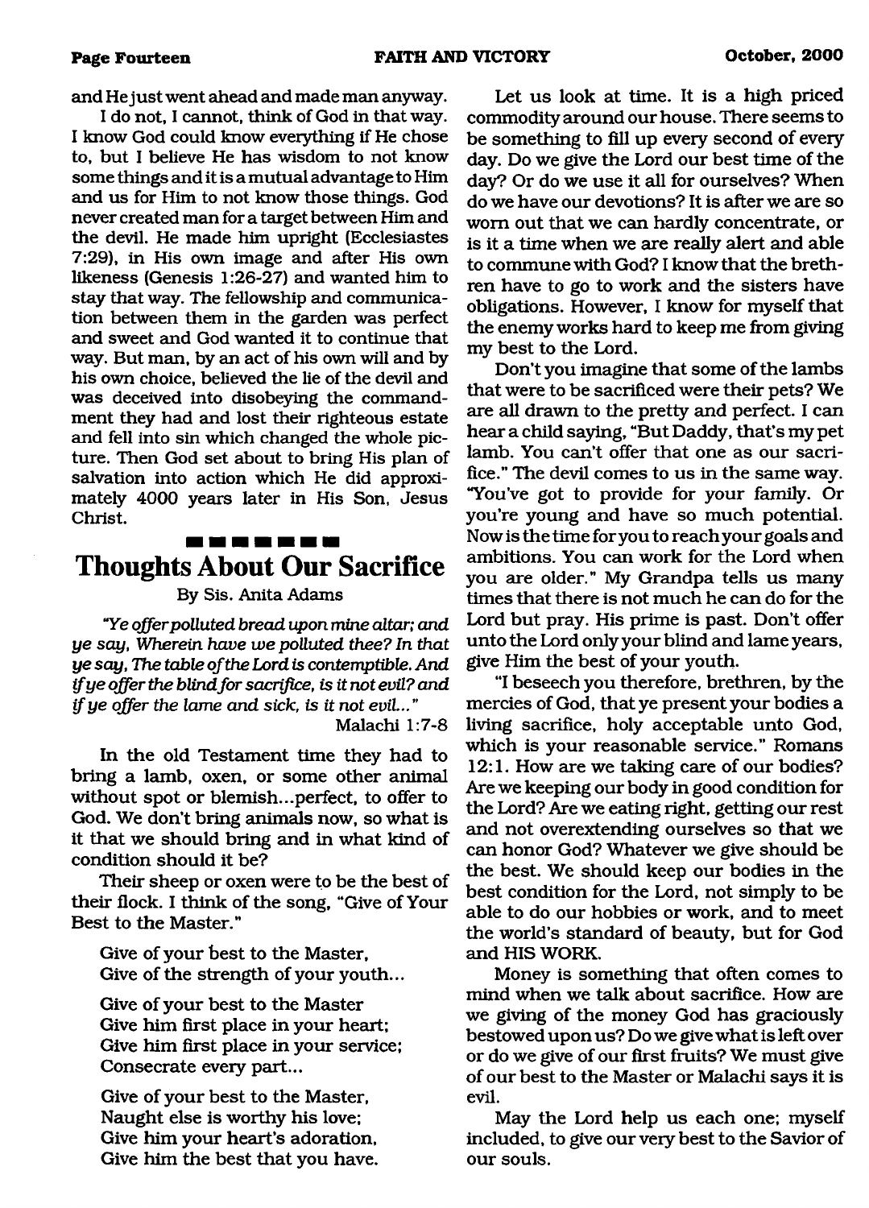and He just went ahead and made man anyway.

I do not, I cannot, think of God in that way. I know God could know everything if He chose to, but I believe He has wisdom to not know some things and it is a mutual advantage to Him and us for Him to not know those things. God never created man for a target between Him and the devil. He made him upright (Ecclesiastes 7:29), in His own image and after His own likeness (Genesis 1:26-27) and wanted him to stay that way. The fellowship and communication between them in the garden was perfect and sweet and God wanted it to continue that way. But man, by an act of his own will and by his own choice, believed the lie of the devil and was deceived into disobeying the commandment they had and lost their righteous estate and fell into sin which changed the whole picture. Then God set about to bring His plan of salvation into action which He did approximately 4000 years later in His Son, Jesus Christ.

## Thoughts About Our Sacrifice

By Sis. Anita Adams

*"Ye offer polluted bread upon mine altar; and ye say, Wherein have we polluted thee? In that ye say, The table of the Lord is contemptible. And if ye offer the blind for sacrifice, is it not evil? and if ye offer the lame and sick, is it not evil..."*

Malachi 1:7-8

In the old Testament time they had to bring a lamb, oxen, or some other animal without spot or blemish...perfect, to offer to God. We don't bring animals now, so what is it that we should bring and in what kind of condition should it be?

Their sheep or oxen were to be the best of their flock. I think of the song, "Give of Your Best to the Master."

Give of your best to the Master,
Give of the strength of your youth...

Give of your best to the Master
Give him first place in your heart;
Give him first place in your service;
Consecrate every part...

Give of your best to the Master,
Naught else is worthy his love;
Give him your heart's adoration,
Give him the best that you have.

Let us look at time. It is a high priced commodity around our house. There seems to be something to fill up every second of every day. Do we give the Lord our best time of the day? Or do we use it all for ourselves? When do we have our devotions? It is after we are so worn out that we can hardly concentrate, or is it a time when we are really alert and able to commune with God? I know that the brethren have to go to work and the sisters have obligations. However, I know for myself that the enemy works hard to keep me from giving my best to the Lord.

Don't you imagine that some of the lambs that were to be sacrificed were their pets? We are all drawn to the pretty and perfect. I can hear a child saying, "But Daddy, that's my pet lamb. You can't offer that one as our sacrifice." The devil comes to us in the same way. "You've got to provide for your family. Or you're young and have so much potential. Now is the time for you to reach your goals and ambitions. You can work for the Lord when you are older." My Grandpa tells us many times that there is not much he can do for the Lord but pray. His prime is past. Don't offer unto the Lord only your blind and lame years, give Him the best of your youth.

"I beseech you therefore, brethren, by the mercies of God, that ye present your bodies a living sacrifice, holy acceptable unto God, which is your reasonable service." Romans 12:1. How are we taking care of our bodies? Are we keeping our body in good condition for the Lord? Are we eating right, getting our rest and not overextending ourselves so that we can honor God? Whatever we give should be the best. We should keep our bodies in the best condition for the Lord, not simply to be able to do our hobbies or work, and to meet the world's standard of beauty, but for God and HIS WORK.

Money is something that often comes to mind when we talk about sacrifice. How are we giving of the money God has graciously bestowed upon us? Do we give what is left over or do we give of our first fruits? We must give of our best to the Master or Malachi says it is evil.

May the Lord help us each one; myself included, to give our very best to the Savior of our souls.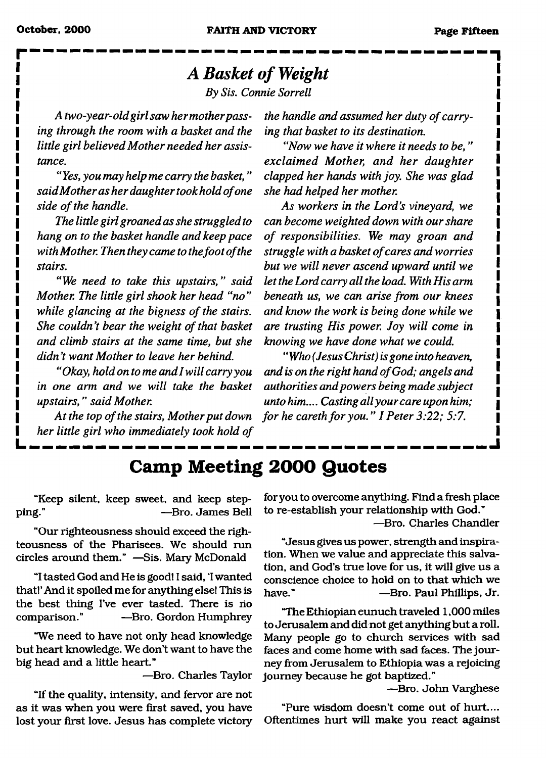## *A Basket of Weight*

*By Sis. Connie Sorrell*

*A two-year-old girl saw her mother passing through the room with a basket and the little girl believed Mother needed her assistance.*

*"Yes, you may help me carry the basket," said Mother as her daughter took hold of one side of the handle.*

*The little girl groaned as she struggled to hang on to the basket handle and keep pace with Mother. Then they came to the foot of the stairs.*

*"We need to take this upstairs," said Mother. The little girl shook her head "no" while glancing at the bigness of the stairs. She couldn't bear the weight of that basket and climb stairs at the same time, but she didn't want Mother to leave her behind.*

*"Okay, hold on to me and I will carry you in one arm and we will take the basket upstairs," said Mother.*

*At the top of the stairs, Mother put down her little girl who immediately took hold of the handle and assumed her duty of carrying that basket to its destination.*

*"Now we have it where it needs to be," exclaimed Mother, and her daughter clapped her hands with joy. She was glad she had helped her mother.*

*As workers in the Lord's vineyard, we can become weighted down with our share of responsibilities. We may groan and struggle with a basket of cares and worries but we will never ascend upward until we let the Lord carry all the load. With His arm beneath us, we can arise from our knees and know the work is being done while we are trusting His power. Joy will come in knowing we have done what we could.*

*"Who (Jesus Christ) is gone into heaven, and is on the right hand of God; angels and authorities and powers being made subject unto him.... Casting all your care upon him; for he careth for you." I Peter 3:22; 5:7.*

# Camp Meeting 2000 Quotes

"Keep silent, keep sweet, and keep stepping." —Bro. James Bell

"Our righteousness should exceed the righteousness of the Pharisees. We should run circles around them." —Sis. Mary McDonald

"I tasted God and He is good! I said, 'I wanted that!' And it spoiled me for anything else! This is the best thing I've ever tasted. There is no comparison." —Bro. Gordon Humphrey

"We need to have not only head knowledge but heart knowledge. We don't want to have the big head and a little heart."

—Bro. Charles Taylor

"If the quality, intensity, and fervor are not as it was when you were first saved, you have lost your first love. Jesus has complete victory for you to overcome anything. Find a fresh place to re-establish your relationship with God."

—Bro. Charles Chandler

"Jesus gives us power, strength and inspiration. When we value and appreciate this salvation, and God's true love for us, it will give us a conscience choice to hold on to that which we have." —Bro. Paul Phillips, Jr.

"The Ethiopian eunuch traveled 1,000 miles to Jerusalem and did not get anything but a roll. Many people go to church services with sad faces and come home with sad faces. The journey from Jerusalem to Ethiopia was a rejoicing journey because he got baptized."

—Bro. John Varghese

"Pure wisdom doesn't come out of hurt.... Oftentimes hurt will make you react against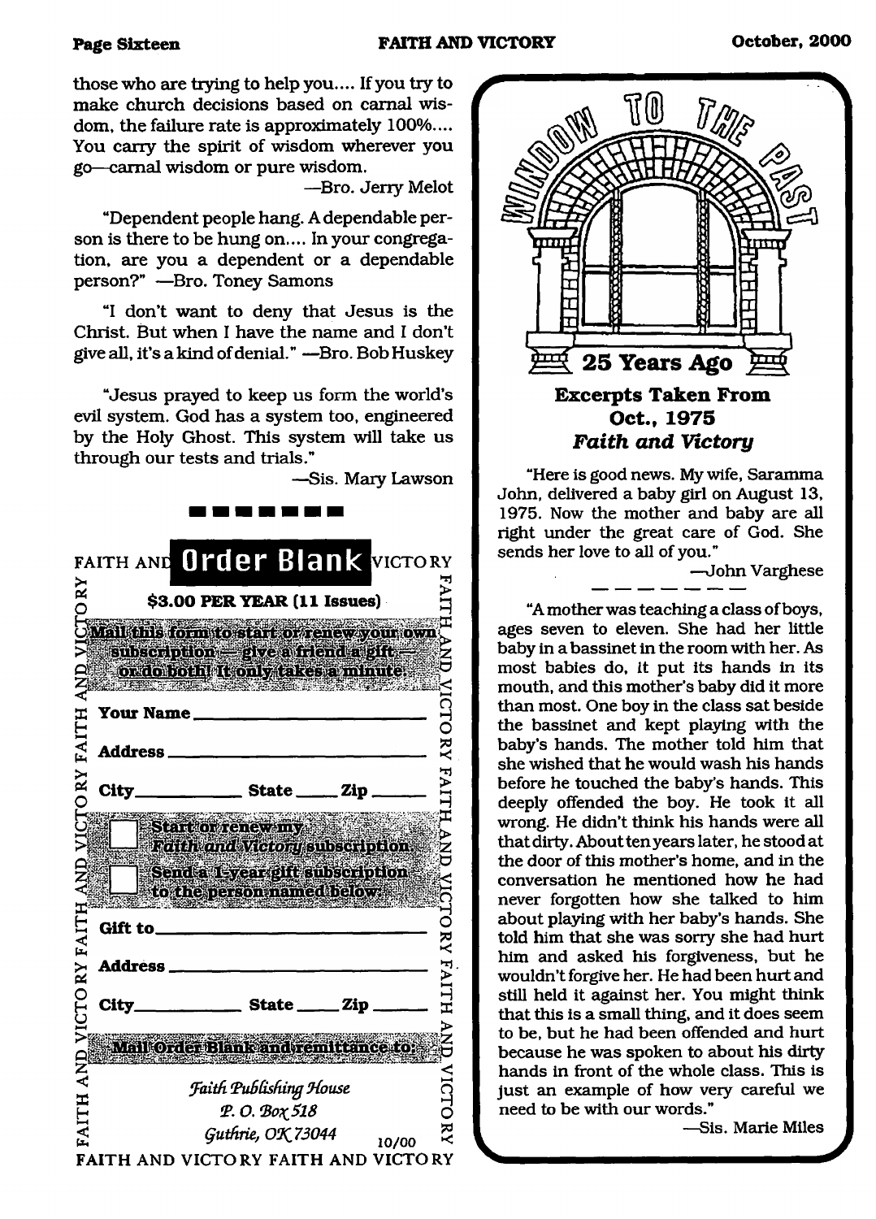those who are trying to help you.... If you try to make church decisions based on carnal wisdom, the failure rate is approximately 100%.... You carry the spirit of wisdom wherever you go—carnal wisdom or pure wisdom.

—Bro. Jerry Melot

"Dependent people hang. A dependable person is there to be hung on.... In your congregation, are you a dependent or a dependable person?" —Bro. Toney Samons

"I don't want to deny that Jesus is the Christ. But when I have the name and I don't give all, it's a kind of denial." —Bro. Bob Huskey

"Jesus prayed to keep us form the world's evil system. God has a system too, engineered by the Holy Ghost. This system will take us through our tests and trials."

—Sis. Mary Lawson

■ ■ ■ ■ ■ ■ ■

## FAITH AND VICTORY Order Blank

**$3.00 PER YEAR (11 Issues)**

**Mail this form to start or renew your own subscription — give a friend a gift — or do both! It only takes a minute.**

**Your Name** ______________________

**Address** ______________________

**City** __________ **State** _____ **Zip** _____

☐ **Start or renew my *Faith and Victory* subscription.**

☐ **Send a 1-year gift subscription to the person named below:**

**Gift to** ______________________

**Address** ______________________

**City** __________ **State** _____ **Zip** _____

**Mail Order Blank and remittance to:**

*Faith Publishing House*
*P. O. Box 518*
*Guthrie, OK 73044*

10/00

## WINDOW TO THE PAST

### 25 Years Ago

### Excerpts Taken From Oct., 1975 *Faith and Victory*

"Here is good news. My wife, Saramma John, delivered a baby girl on August 13, 1975. Now the mother and baby are all right under the great care of God. She sends her love to all of you."

—John Varghese

"A mother was teaching a class of boys, ages seven to eleven. She had her little baby in a bassinet in the room with her. As most babies do, it put its hands in its mouth, and this mother's baby did it more than most. One boy in the class sat beside the bassinet and kept playing with the baby's hands. The mother told him that she wished that he would wash his hands before he touched the baby's hands. This deeply offended the boy. He took it all wrong. He didn't think his hands were all that dirty. About ten years later, he stood at the door of this mother's home, and in the conversation he mentioned how he had never forgotten how she talked to him about playing with her baby's hands. She told him that she was sorry she had hurt him and asked his forgiveness, but he wouldn't forgive her. He had been hurt and still held it against her. You might think that this is a small thing, and it does seem to be, but he had been offended and hurt because he was spoken to about his dirty hands in front of the whole class. This is just an example of how very careful we need to be with our words."

—Sis. Marie Miles